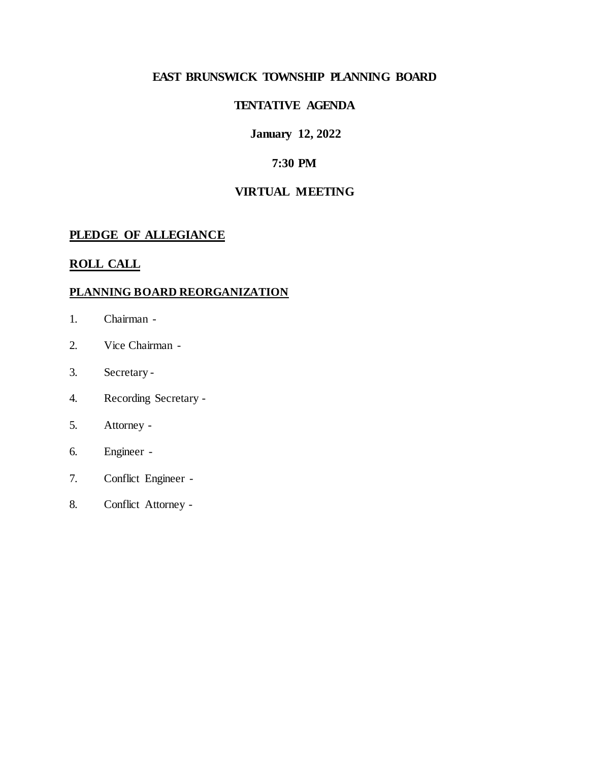# EAST BRUNSWICK TOWNSHIP PLANNING BOARD

## TENTATIVE AGENDA

**January 12, 2022**

**7:30 PM**

**VIRTUAL MEETING**

### PLEDGE OF ALLEGIANCE

### ROLL CALL

### PLANNING BOARD REORGANIZATION

1. Chairman -
2. Vice Chairman -
3. Secretary -
4. Recording Secretary -
5. Attorney -
6. Engineer -
7. Conflict Engineer -
8. Conflict Attorney -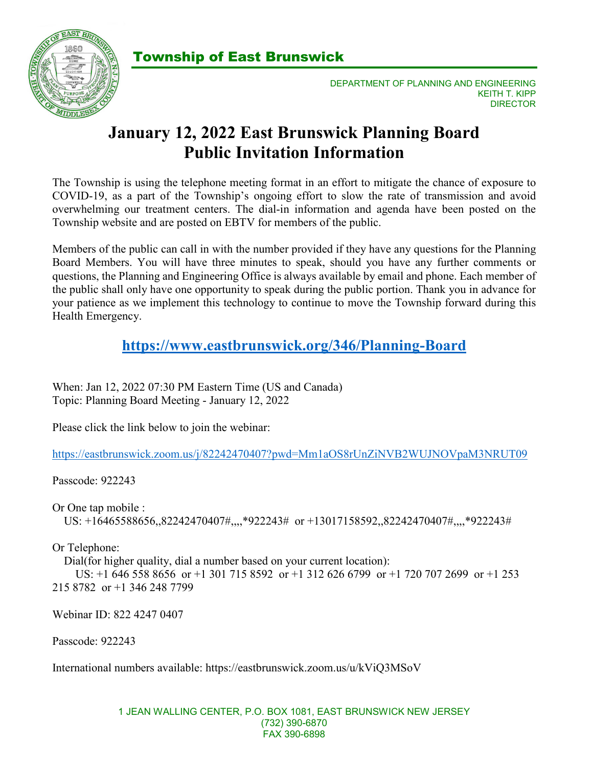## Township of East Brunswick

DEPARTMENT OF PLANNING AND ENGINEERING
KEITH T. KIPP
DIRECTOR

# January 12, 2022 East Brunswick Planning Board Public Invitation Information

The Township is using the telephone meeting format in an effort to mitigate the chance of exposure to COVID-19, as a part of the Township's ongoing effort to slow the rate of transmission and avoid overwhelming our treatment centers. The dial-in information and agenda have been posted on the Township website and are posted on EBTV for members of the public.

Members of the public can call in with the number provided if they have any questions for the Planning Board Members. You will have three minutes to speak, should you have any further comments or questions, the Planning and Engineering Office is always available by email and phone. Each member of the public shall only have one opportunity to speak during the public portion. Thank you in advance for your patience as we implement this technology to continue to move the Township forward during this Health Emergency.

**https://www.eastbrunswick.org/346/Planning-Board**

When: Jan 12, 2022 07:30 PM Eastern Time (US and Canada)
Topic: Planning Board Meeting - January 12, 2022

Please click the link below to join the webinar:

https://eastbrunswick.zoom.us/j/82242470407?pwd=Mm1aOS8rUnZiNVB2WUJNOVpaM3NRUT09

Passcode: 922243

Or One tap mobile :
US: +16465588656,,82242470407#,,,,*922243# or +13017158592,,82242470407#,,,,*922243#

Or Telephone:
Dial(for higher quality, dial a number based on your current location):
US: +1 646 558 8656 or +1 301 715 8592 or +1 312 626 6799 or +1 720 707 2699 or +1 253 215 8782 or +1 346 248 7799

Webinar ID: 822 4247 0407

Passcode: 922243

International numbers available: https://eastbrunswick.zoom.us/u/kViQ3MSoV

1 JEAN WALLING CENTER, P.O. BOX 1081, EAST BRUNSWICK NEW JERSEY
(732) 390-6870
FAX 390-6898